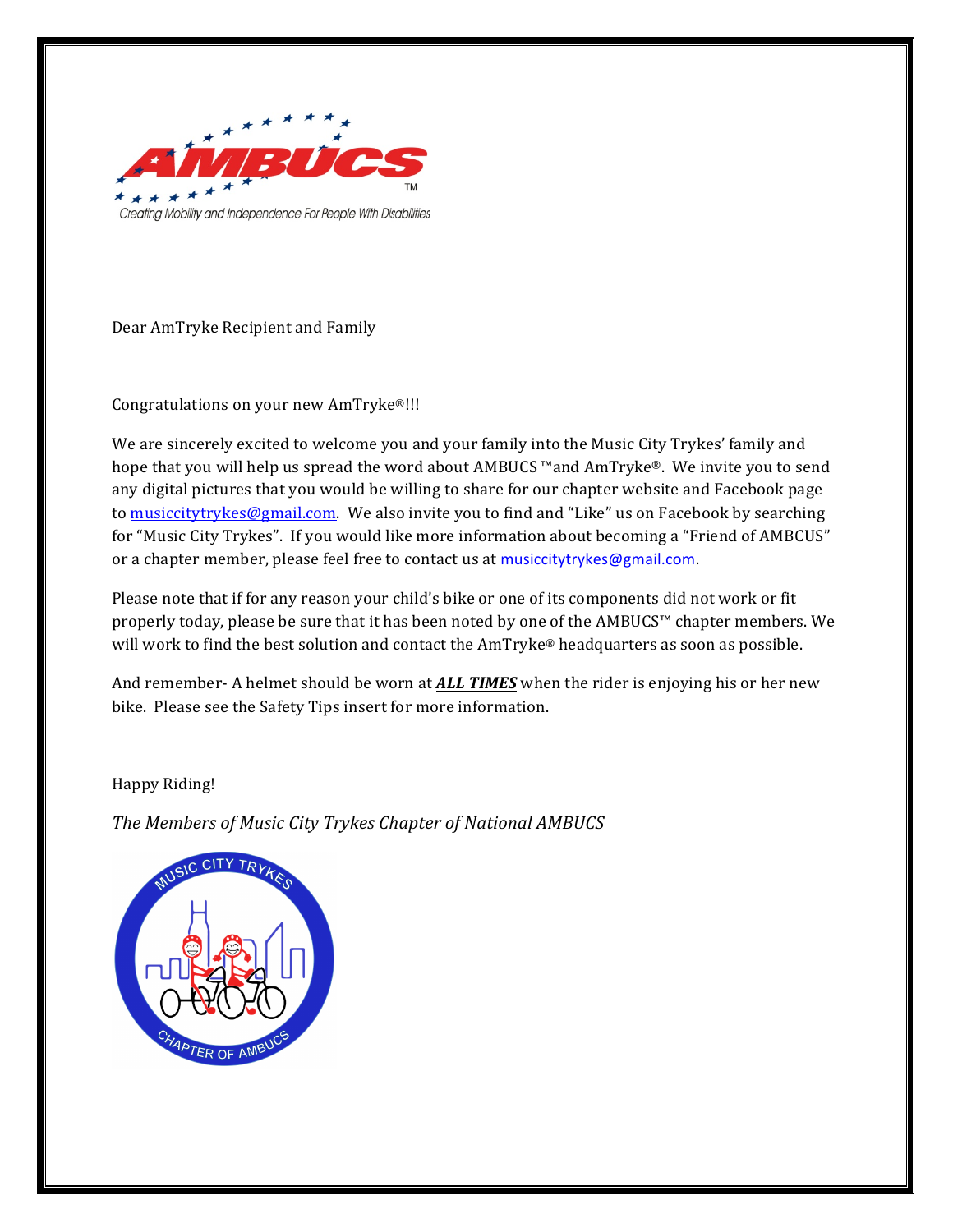Dear AmTryke Recipient and Family

Congratulations on your new AmTryke®!!!

We are sincerely excited to welcome you and your family into the Music City Trykes' family and hope that you will help us spread the word about AMBUCS ™and AmTryke®. We invite you to send any digital pictures that you would be willing to share for our chapter website and Facebook page to musiccitytrykes@gmail.com. We also invite you to find and "Like" us on Facebook by searching for "Music City Trykes". If you would like more information about becoming a "Friend of AMBCUS" or a chapter member, please feel free to contact us at musiccitytrykes@gmail.com.

Please note that if for any reason your child's bike or one of its components did not work or fit properly today, please be sure that it has been noted by one of the AMBUCS™ chapter members. We will work to find the best solution and contact the AmTryke® headquarters as soon as possible.

And remember- A helmet should be worn at ***ALL TIMES*** when the rider is enjoying his or her new bike. Please see the Safety Tips insert for more information.

Happy Riding!

*The Members of Music City Trykes Chapter of National AMBUCS*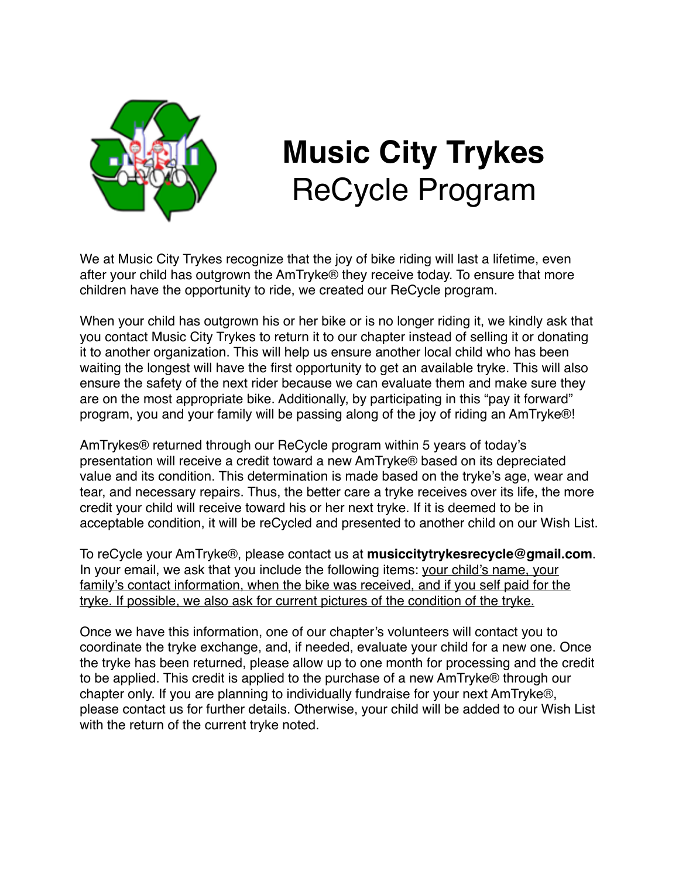# Music City Trykes

## ReCycle Program

We at Music City Trykes recognize that the joy of bike riding will last a lifetime, even after your child has outgrown the AmTryke® they receive today. To ensure that more children have the opportunity to ride, we created our ReCycle program.

When your child has outgrown his or her bike or is no longer riding it, we kindly ask that you contact Music City Trykes to return it to our chapter instead of selling it or donating it to another organization. This will help us ensure another local child who has been waiting the longest will have the first opportunity to get an available tryke. This will also ensure the safety of the next rider because we can evaluate them and make sure they are on the most appropriate bike. Additionally, by participating in this "pay it forward" program, you and your family will be passing along of the joy of riding an AmTryke®!

AmTrykes® returned through our ReCycle program within 5 years of today's presentation will receive a credit toward a new AmTryke® based on its depreciated value and its condition. This determination is made based on the tryke's age, wear and tear, and necessary repairs. Thus, the better care a tryke receives over its life, the more credit your child will receive toward his or her next tryke. If it is deemed to be in acceptable condition, it will be reCycled and presented to another child on our Wish List.

To reCycle your AmTryke®, please contact us at **musiccitytrykesrecycle@gmail.com**. In your email, we ask that you include the following items: <u>your child's name, your family's contact information, when the bike was received, and if you self paid for the tryke. If possible, we also ask for current pictures of the condition of the tryke.</u>

Once we have this information, one of our chapter's volunteers will contact you to coordinate the tryke exchange, and, if needed, evaluate your child for a new one. Once the tryke has been returned, please allow up to one month for processing and the credit to be applied. This credit is applied to the purchase of a new AmTryke® through our chapter only. If you are planning to individually fundraise for your next AmTryke®, please contact us for further details. Otherwise, your child will be added to our Wish List with the return of the current tryke noted.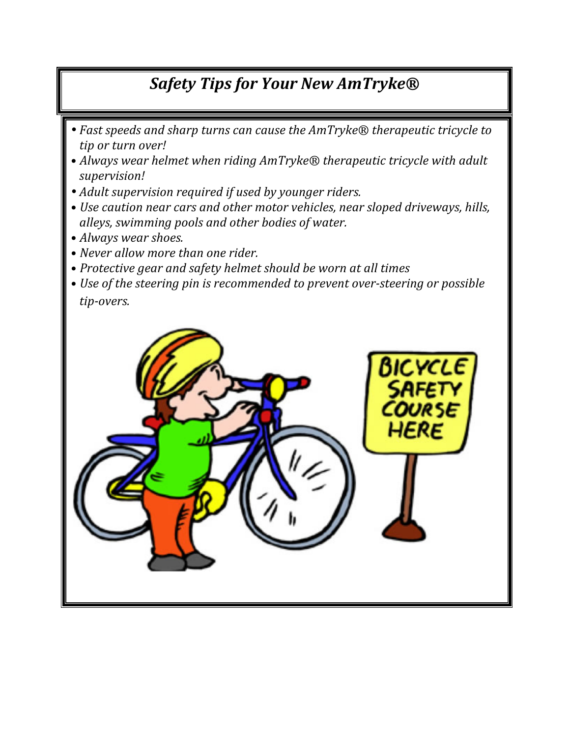# *Safety Tips for Your New AmTryke®*

- *Fast speeds and sharp turns can cause the AmTryke® therapeutic tricycle to tip or turn over!*
- *Always wear helmet when riding AmTryke® therapeutic tricycle with adult supervision!*
- *Adult supervision required if used by younger riders.*
- *Use caution near cars and other motor vehicles, near sloped driveways, hills, alleys, swimming pools and other bodies of water.*
- *Always wear shoes.*
- *Never allow more than one rider.*
- *Protective gear and safety helmet should be worn at all times*
- *Use of the steering pin is recommended to prevent over-steering or possible tip-overs.*